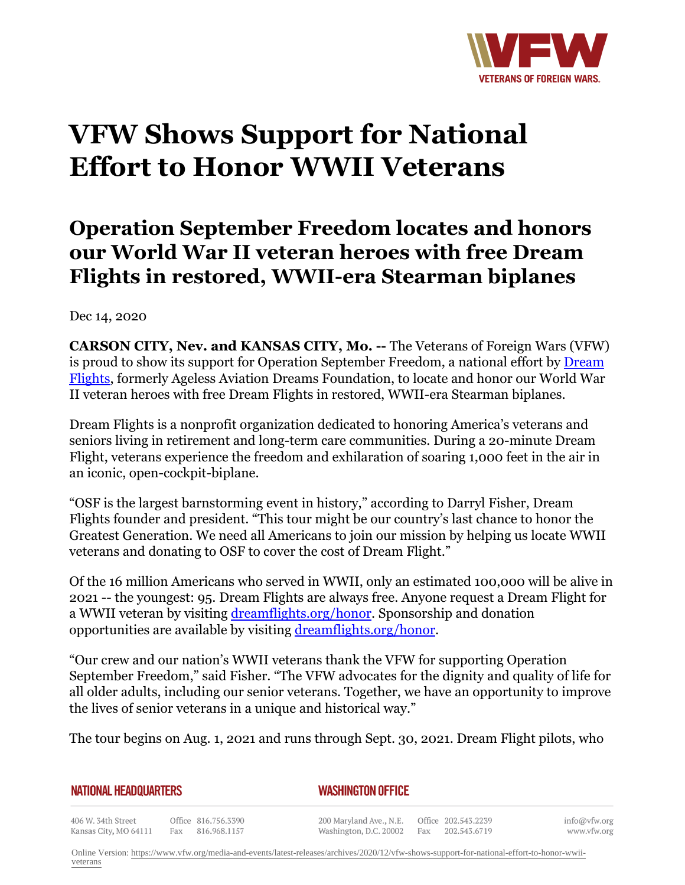# VFW Shows Support for National Effort to Honor WWII Veterans

## Operation September Freedom locates and honors our World War II veteran heroes with free Dream Flights in restored, WWII-era Stearman biplanes

Dec 14, 2020

**CARSON CITY, Nev. and KANSAS CITY, Mo. --** The Veterans of Foreign Wars (VFW) is proud to show its support for Operation September Freedom, a national effort by [Dream Flights](), formerly Ageless Aviation Dreams Foundation, to locate and honor our World War II veteran heroes with free Dream Flights in restored, WWII-era Stearman biplanes.

Dream Flights is a nonprofit organization dedicated to honoring America's veterans and seniors living in retirement and long-term care communities. During a 20-minute Dream Flight, veterans experience the freedom and exhilaration of soaring 1,000 feet in the air in an iconic, open-cockpit-biplane.

"OSF is the largest barnstorming event in history," according to Darryl Fisher, Dream Flights founder and president. "This tour might be our country's last chance to honor the Greatest Generation. We need all Americans to join our mission by helping us locate WWII veterans and donating to OSF to cover the cost of Dream Flight."

Of the 16 million Americans who served in WWII, only an estimated 100,000 will be alive in 2021 -- the youngest: 95. Dream Flights are always free. Anyone request a Dream Flight for a WWII veteran by visiting [dreamflights.org/honor](). Sponsorship and donation opportunities are available by visiting [dreamflights.org/honor]().

"Our crew and our nation's WWII veterans thank the VFW for supporting Operation September Freedom," said Fisher. "The VFW advocates for the dignity and quality of life for all older adults, including our senior veterans. Together, we have an opportunity to improve the lives of senior veterans in a unique and historical way."

The tour begins on Aug. 1, 2021 and runs through Sept. 30, 2021. Dream Flight pilots, who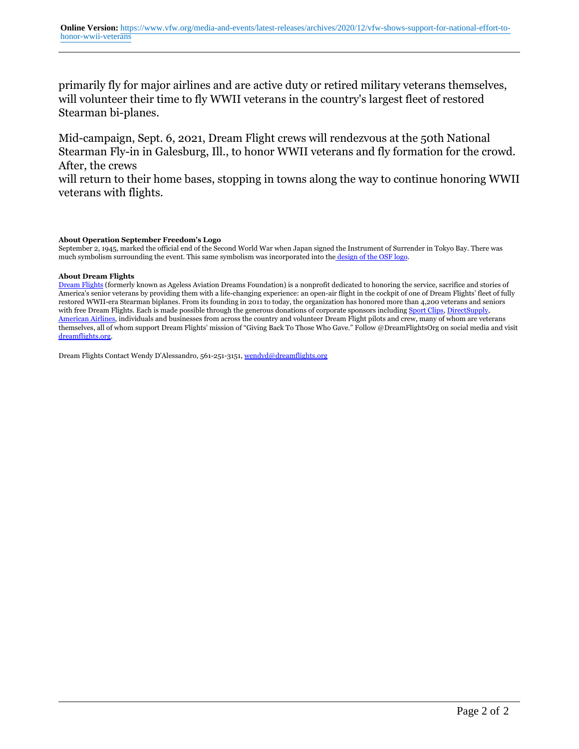primarily fly for major airlines and are active duty or retired military veterans themselves, will volunteer their time to fly WWII veterans in the country's largest fleet of restored Stearman bi-planes.

Mid-campaign, Sept. 6, 2021, Dream Flight crews will rendezvous at the 50th National Stearman Fly-in in Galesburg, Ill., to honor WWII veterans and fly formation for the crowd. After, the crews will return to their home bases, stopping in towns along the way to continue honoring WWII veterans with flights.

**About Operation September Freedom's Logo**

September 2, 1945, marked the official end of the Second World War when Japan signed the Instrument of Surrender in Tokyo Bay. There was much symbolism surrounding the event. This same symbolism was incorporated into the design of the OSF logo.

**About Dream Flights**

Dream Flights (formerly known as Ageless Aviation Dreams Foundation) is a nonprofit dedicated to honoring the service, sacrifice and stories of America's senior veterans by providing them with a life-changing experience: an open-air flight in the cockpit of one of Dream Flights' fleet of fully restored WWII-era Stearman biplanes. From its founding in 2011 to today, the organization has honored more than 4,200 veterans and seniors with free Dream Flights. Each is made possible through the generous donations of corporate sponsors including Sport Clips, DirectSupply, American Airlines, individuals and businesses from across the country and volunteer Dream Flight pilots and crew, many of whom are veterans themselves, all of whom support Dream Flights' mission of "Giving Back To Those Who Gave." Follow @DreamFlightsOrg on social media and visit dreamflights.org.

Dream Flights Contact Wendy D'Alessandro, 561-251-3151, wendyd@dreamflights.org